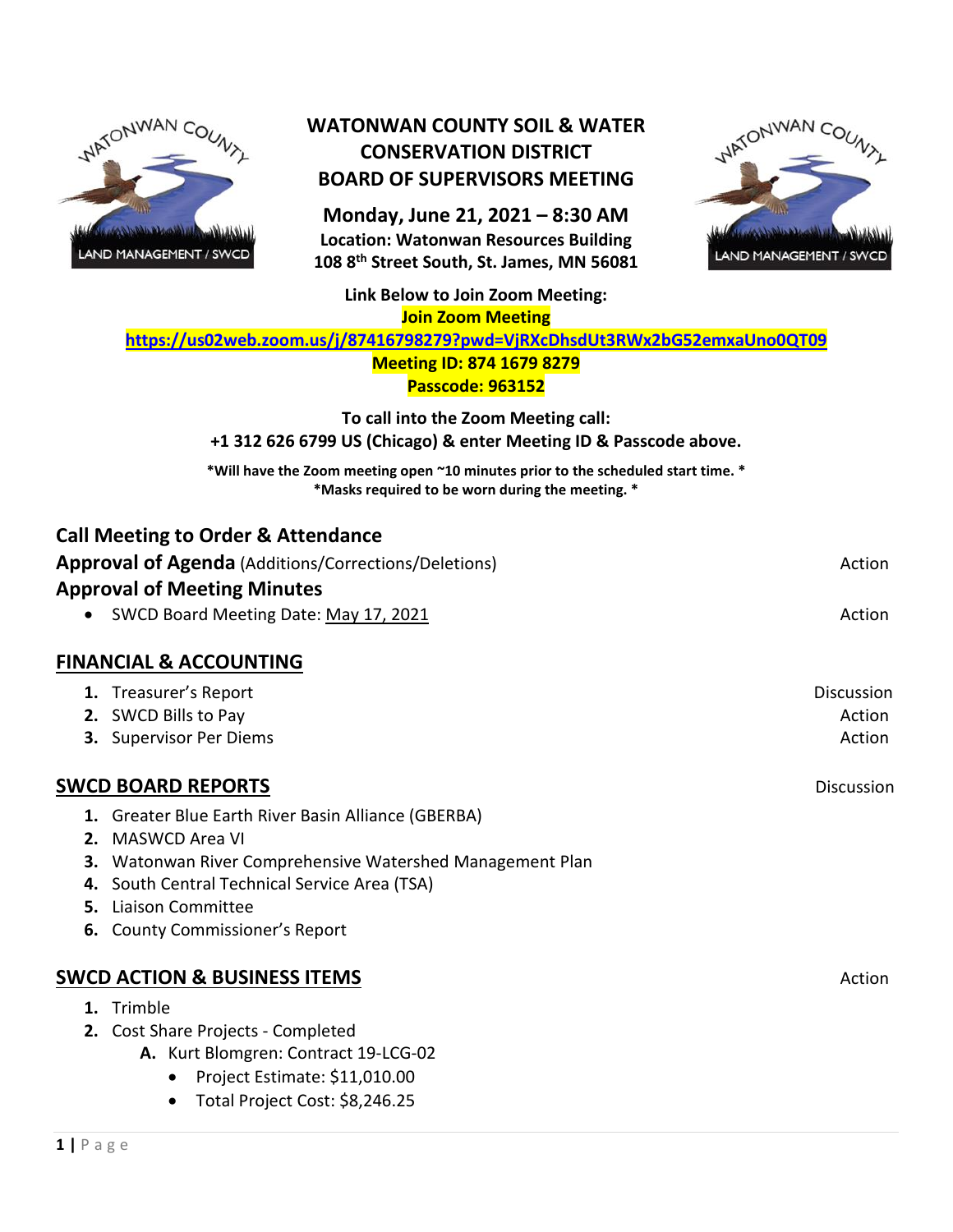# WATONWAN COUNTY SOIL & WATER CONSERVATION DISTRICT BOARD OF SUPERVISORS MEETING

**Monday, June 21, 2021 – 8:30 AM**
**Location: Watonwan Resources Building**
**108 8th Street South, St. James, MN 56081**

**Link Below to Join Zoom Meeting:**
**Join Zoom Meeting**
**https://us02web.zoom.us/j/87416798279?pwd=VjRXcDhsdUt3RWx2bG52emxaUno0QT09**
**Meeting ID: 874 1679 8279**
**Passcode: 963152**

**To call into the Zoom Meeting call:**
**+1 312 626 6799 US (Chicago) & enter Meeting ID & Passcode above.**

***Will have the Zoom meeting open ~10 minutes prior to the scheduled start time. ***
***Masks required to be worn during the meeting. ***

## Call Meeting to Order & Attendance

## Approval of Agenda (Additions/Corrections/Deletions) — Action

## Approval of Meeting Minutes

- SWCD Board Meeting Date: May 17, 2021 — Action

## FINANCIAL & ACCOUNTING

1. Treasurer's Report — Discussion
2. SWCD Bills to Pay — Action
3. Supervisor Per Diems — Action

## SWCD BOARD REPORTS — Discussion

1. Greater Blue Earth River Basin Alliance (GBERBA)
2. MASWCD Area VI
3. Watonwan River Comprehensive Watershed Management Plan
4. South Central Technical Service Area (TSA)
5. Liaison Committee
6. County Commissioner's Report

## SWCD ACTION & BUSINESS ITEMS — Action

1. Trimble
2. Cost Share Projects - Completed
   - A. Kurt Blomgren: Contract 19-LCG-02
     - Project Estimate: $11,010.00
     - Total Project Cost: $8,246.25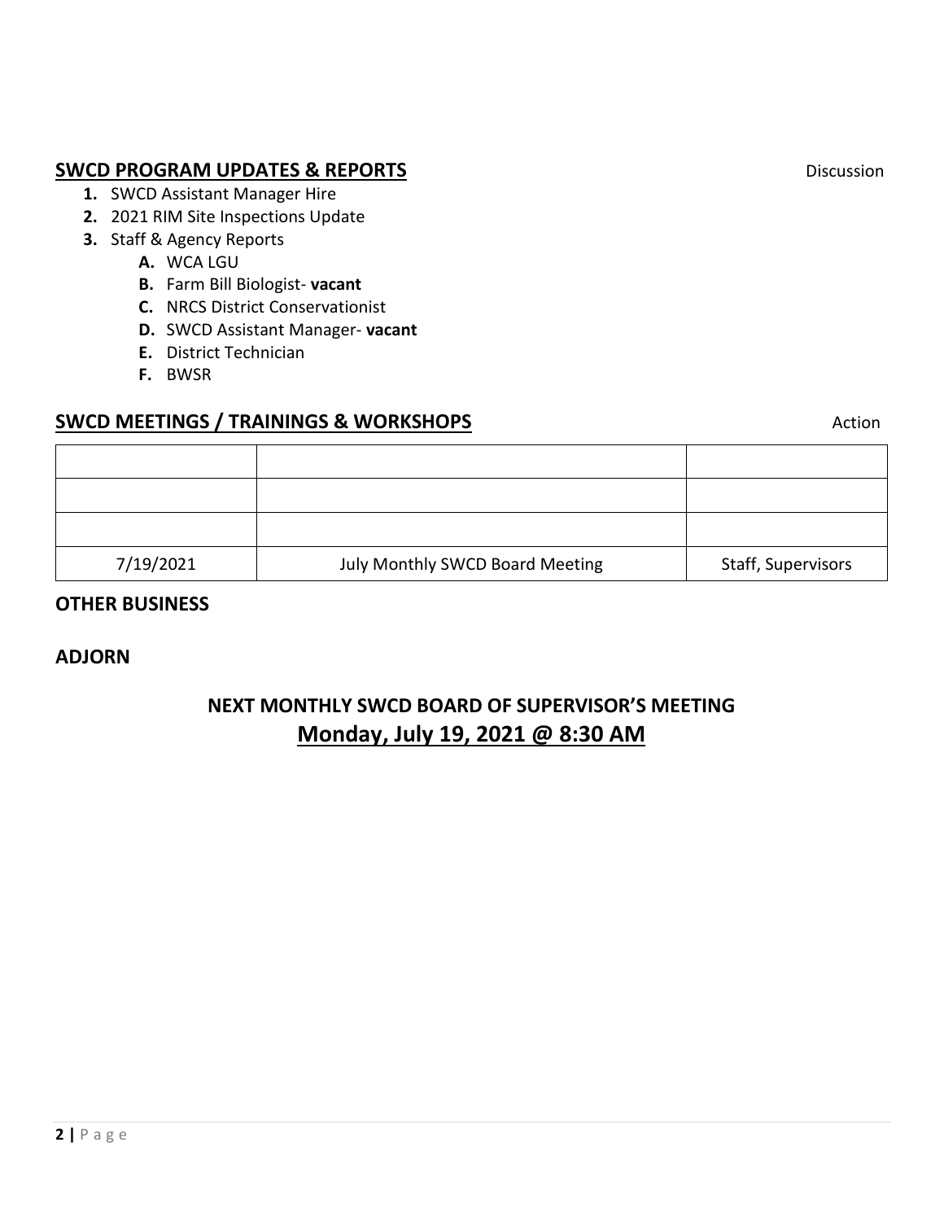## SWCD PROGRAM UPDATES & REPORTS

Discussion

1. SWCD Assistant Manager Hire
2. 2021 RIM Site Inspections Update
3. Staff & Agency Reports
   - A. WCA LGU
   - B. Farm Bill Biologist- **vacant**
   - C. NRCS District Conservationist
   - D. SWCD Assistant Manager- **vacant**
   - E. District Technician
   - F. BWSR

## SWCD MEETINGS / TRAININGS & WORKSHOPS

Action

| | | |
|---|---|---|
| | | |
| | | |
| | | |
| 7/19/2021 | July Monthly SWCD Board Meeting | Staff, Supervisors |

## OTHER BUSINESS

## ADJORN

## NEXT MONTHLY SWCD BOARD OF SUPERVISOR'S MEETING

## Monday, July 19, 2021 @ 8:30 AM